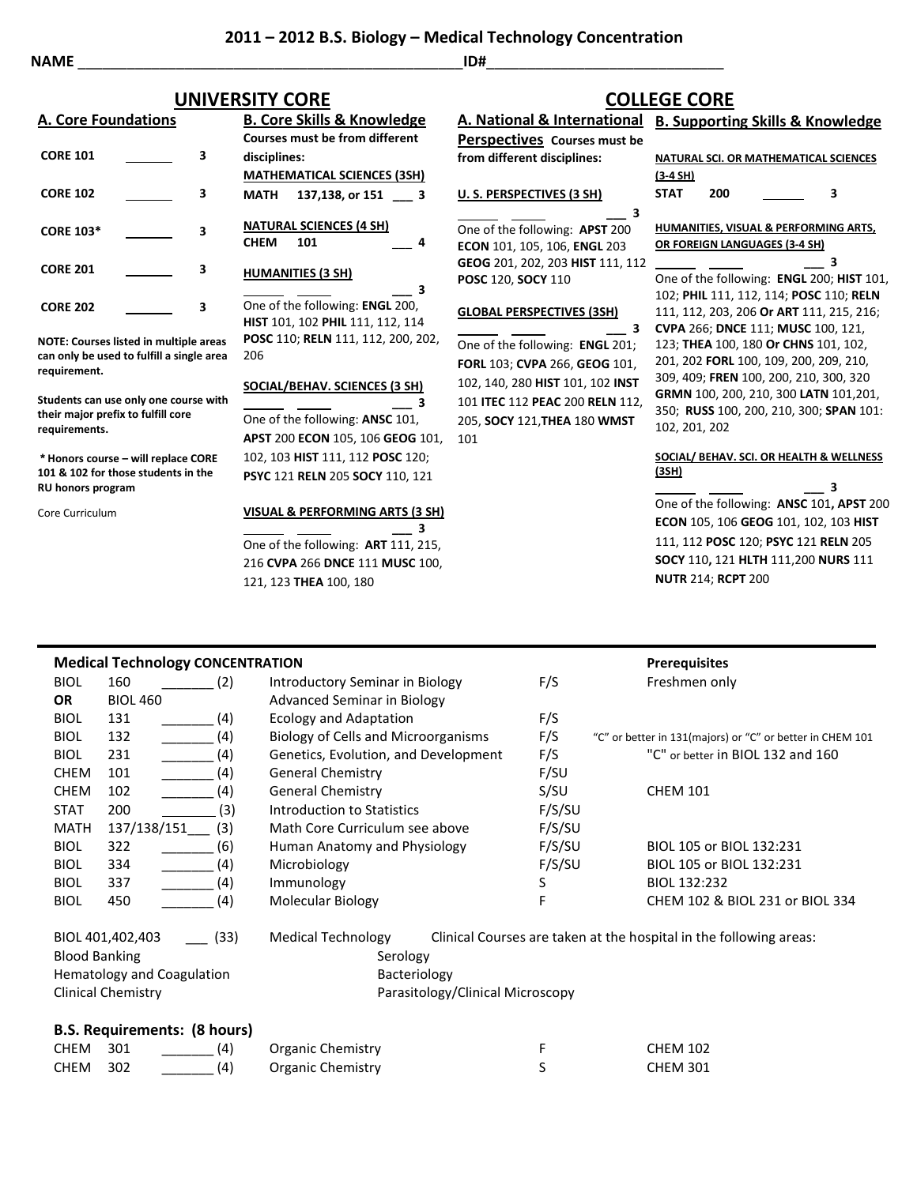# 2011 – 2012 B.S. Biology – Medical Technology Concentration

**NAME** ______________________________________________ **ID#** ____________________________

## UNIVERSITY CORE

### A. Core Foundations

| Course | | SH |
|---|---|---|
| CORE 101 | ______ | 3 |
| CORE 102 | ______ | 3 |
| CORE 103* | ______ | 3 |
| CORE 201 | ______ | 3 |
| CORE 202 | ______ | 3 |

**NOTE: Courses listed in multiple areas can only be used to fulfill a single area requirement.**

**Students can use only one course with their major prefix to fulfill core requirements.**

**\* Honors course – will replace CORE 101 & 102 for those students in the RU honors program**

Core Curriculum

### B. Core Skills & Knowledge

**Courses must be from different disciplines:**

**MATHEMATICAL SCIENCES (3SH)**

**MATH 137,138, or 151** ___ **3**

**NATURAL SCIENCES (4 SH)**

**CHEM 101** ___ **4**

**HUMANITIES (3 SH)**

______ _____ ___ **3**

One of the following: **ENGL** 200, **HIST** 101, 102 **PHIL** 111, 112, 114 **POSC** 110; **RELN** 111, 112, 200, 202, 206

**SOCIAL/BEHAV. SCIENCES (3 SH)**

______ _____ ___ **3**

One of the following: **ANSC** 101, **APST** 200 **ECON** 105, 106 **GEOG** 101, 102, 103 **HIST** 111, 112 **POSC** 120; **PSYC** 121 **RELN** 205 **SOCY** 110, 121

**VISUAL & PERFORMING ARTS (3 SH)**

______ _____ ___ **3**

One of the following: **ART** 111, 215, 216 **CVPA** 266 **DNCE** 111 **MUSC** 100, 121, 123 **THEA** 100, 180

## COLLEGE CORE

### A. National & International Perspectives

**Courses must be from different disciplines:**

**U. S. PERSPECTIVES (3 SH)**

______ _____ ___ **3**

One of the following: **APST** 200 **ECON** 101, 105, 106, **ENGL** 203 **GEOG** 201, 202, 203 **HIST** 111, 112 **POSC** 120, **SOCY** 110

**GLOBAL PERSPECTIVES (3SH)**

______ _____ ___ **3**

One of the following: **ENGL** 201; **FORL** 103; **CVPA** 266, **GEOG** 101, 102, 140, 280 **HIST** 101, 102 **INST** 101 **ITEC** 112 **PEAC** 200 **RELN** 112, 205, **SOCY** 121,**THEA** 180 **WMST** 101

### B. Supporting Skills & Knowledge

**NATURAL SCI. OR MATHEMATICAL SCIENCES (3-4 SH)**

**STAT 200** ______ **3**

**HUMANITIES, VISUAL & PERFORMING ARTS, OR FOREIGN LANGUAGES (3-4 SH)**

______ _____ ___ **3**

One of the following: **ENGL** 200; **HIST** 101, 102; **PHIL** 111, 112, 114; **POSC** 110; **RELN** 111, 112, 203, 206 **Or ART** 111, 215, 216; **CVPA** 266; **DNCE** 111; **MUSC** 100, 121, 123; **THEA** 100, 180 **Or CHNS** 101, 102, 201, 202 **FORL** 100, 109, 200, 209, 210, 309, 409; **FREN** 100, 200, 210, 300, 320 **GRMN** 100, 200, 210, 300 **LATN** 101,201, 350; **RUSS** 100, 200, 210, 300; **SPAN** 101: 102, 201, 202

**SOCIAL/ BEHAV. SCI. OR HEALTH & WELLNESS (3SH)**

______ _____ ___ **3**

One of the following: **ANSC** 101**, APST** 200 **ECON** 105, 106 **GEOG** 101, 102, 103 **HIST** 111, 112 **POSC** 120; **PSYC** 121 **RELN** 205 **SOCY** 110**,** 121 **HLTH** 111,200 **NURS** 111 **NUTR** 214; **RCPT** 200

---

## Medical Technology CONCENTRATION

| | | | | Prerequisites |
|---|---|---|---|---|
| BIOL 160 | _______ (2) | Introductory Seminar in Biology | F/S | Freshmen only |
| **OR** BIOL 460 | | Advanced Seminar in Biology | | |
| BIOL 131 | _______ (4) | Ecology and Adaptation | F/S | |
| BIOL 132 | _______ (4) | Biology of Cells and Microorganisms | F/S | "C" or better in 131(majors) or "C" or better in CHEM 101 |
| BIOL 231 | _______ (4) | Genetics, Evolution, and Development | F/S | "C" or better in BIOL 132 and 160 |
| CHEM 101 | _______ (4) | General Chemistry | F/SU | |
| CHEM 102 | _______ (4) | General Chemistry | S/SU | CHEM 101 |
| STAT 200 | _______ (3) | Introduction to Statistics | F/S/SU | |
| MATH 137/138/151 | ___ (3) | Math Core Curriculum see above | F/S/SU | |
| BIOL 322 | _______ (6) | Human Anatomy and Physiology | F/S/SU | BIOL 105 or BIOL 132:231 |
| BIOL 334 | _______ (4) | Microbiology | F/S/SU | BIOL 105 or BIOL 132:231 |
| BIOL 337 | _______ (4) | Immunology | S | BIOL 132:232 |
| BIOL 450 | _______ (4) | Molecular Biology | F | CHEM 102 & BIOL 231 or BIOL 334 |

BIOL 401,402,403 ___ (33) Medical Technology — Clinical Courses are taken at the hospital in the following areas:

| | |
|---|---|
| Blood Banking | Serology |
| Hematology and Coagulation | Bacteriology |
| Clinical Chemistry | Parasitology/Clinical Microscopy |

### B.S. Requirements: (8 hours)

| | | | | |
|---|---|---|---|---|
| CHEM 301 | _______ (4) | Organic Chemistry | F | CHEM 102 |
| CHEM 302 | _______ (4) | Organic Chemistry | S | CHEM 301 |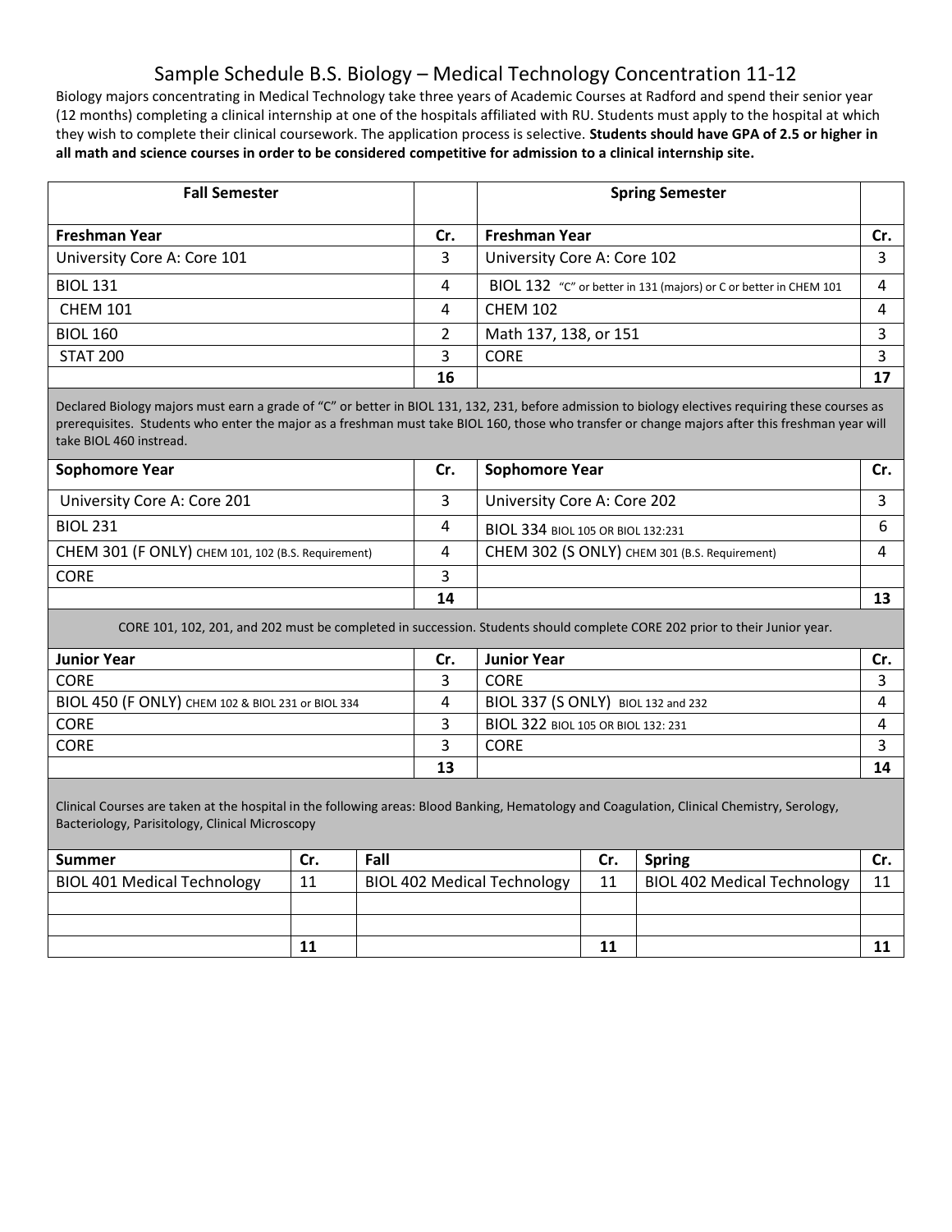# Sample Schedule B.S. Biology – Medical Technology Concentration 11-12

Biology majors concentrating in Medical Technology take three years of Academic Courses at Radford and spend their senior year (12 months) completing a clinical internship at one of the hospitals affiliated with RU. Students must apply to the hospital at which they wish to complete their clinical coursework. The application process is selective. **Students should have GPA of 2.5 or higher in all math and science courses in order to be considered competitive for admission to a clinical internship site.**

| Fall Semester | | Spring Semester | |
|---|---|---|---|
| **Freshman Year** | **Cr.** | **Freshman Year** | **Cr.** |
| University Core A: Core 101 | 3 | University Core A: Core 102 | 3 |
| BIOL 131 | 4 | BIOL 132 "C" or better in 131 (majors) or C or better in CHEM 101 | 4 |
| CHEM 101 | 4 | CHEM 102 | 4 |
| BIOL 160 | 2 | Math 137, 138, or 151 | 3 |
| STAT 200 | 3 | CORE | 3 |
| | **16** | | **17** |

Declared Biology majors must earn a grade of "C" or better in BIOL 131, 132, 231, before admission to biology electives requiring these courses as prerequisites. Students who enter the major as a freshman must take BIOL 160, those who transfer or change majors after this freshman year will take BIOL 460 instread.

| **Sophomore Year** | **Cr.** | **Sophomore Year** | **Cr.** |
|---|---|---|---|
| University Core A: Core 201 | 3 | University Core A: Core 202 | 3 |
| BIOL 231 | 4 | BIOL 334 BIOL 105 OR BIOL 132:231 | 6 |
| CHEM 301 (F ONLY) CHEM 101, 102 (B.S. Requirement) | 4 | CHEM 302 (S ONLY) CHEM 301 (B.S. Requirement) | 4 |
| CORE | 3 | | |
| | **14** | | **13** |

CORE 101, 102, 201, and 202 must be completed in succession. Students should complete CORE 202 prior to their Junior year.

| **Junior Year** | **Cr.** | **Junior Year** | **Cr.** |
|---|---|---|---|
| CORE | 3 | CORE | 3 |
| BIOL 450 (F ONLY) CHEM 102 & BIOL 231 or BIOL 334 | 4 | BIOL 337 (S ONLY) BIOL 132 and 232 | 4 |
| CORE | 3 | BIOL 322 BIOL 105 OR BIOL 132: 231 | 4 |
| CORE | 3 | CORE | 3 |
| | **13** | | **14** |

Clinical Courses are taken at the hospital in the following areas: Blood Banking, Hematology and Coagulation, Clinical Chemistry, Serology, Bacteriology, Parisitology, Clinical Microscopy

| **Summer** | **Cr.** | **Fall** | **Cr.** | **Spring** | **Cr.** |
|---|---|---|---|---|---|
| BIOL 401 Medical Technology | 11 | BIOL 402 Medical Technology | 11 | BIOL 402 Medical Technology | 11 |
| | | | | | |
| | | | | | |
| | **11** | | **11** | | **11** |